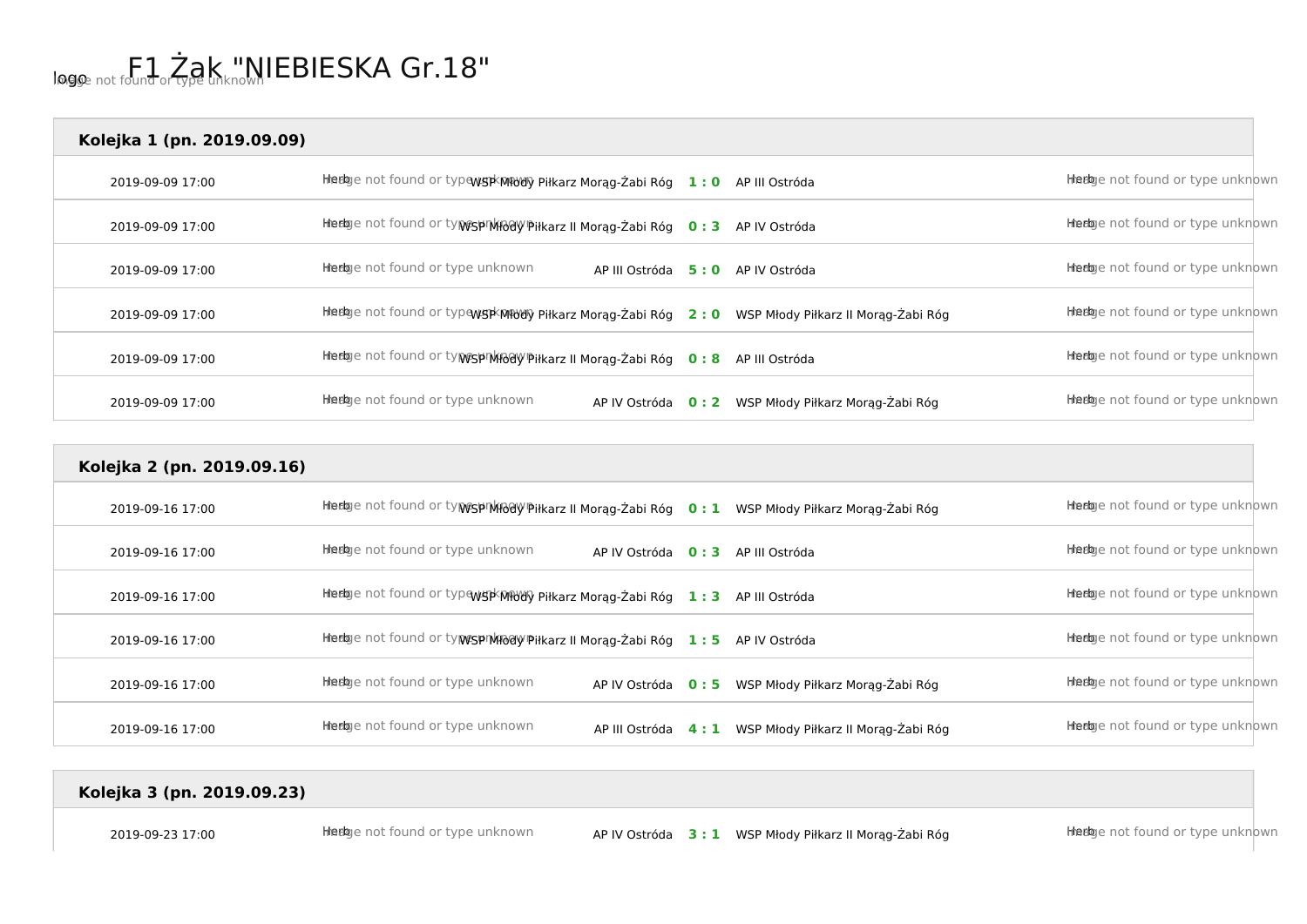# F1 Żak "NIEBIESKA Gr.18"

## Kolejka 1 (pn. 2019.09.09)

| Data | Gospodarz | Wynik | Gość |
|---|---|---|---|
| 2019-09-09 17:00 | WSP Młody Piłkarz Morąg-Żabi Róg | 1 : 0 | AP III Ostróda |
| 2019-09-09 17:00 | WSP Młody Piłkarz II Morąg-Żabi Róg | 0 : 3 | AP IV Ostróda |
| 2019-09-09 17:00 | AP III Ostróda | 5 : 0 | AP IV Ostróda |
| 2019-09-09 17:00 | WSP Młody Piłkarz Morąg-Żabi Róg | 2 : 0 | WSP Młody Piłkarz II Morąg-Żabi Róg |
| 2019-09-09 17:00 | WSP Młody Piłkarz II Morąg-Żabi Róg | 0 : 8 | AP III Ostróda |
| 2019-09-09 17:00 | AP IV Ostróda | 0 : 2 | WSP Młody Piłkarz Morąg-Żabi Róg |

## Kolejka 2 (pn. 2019.09.16)

| Data | Gospodarz | Wynik | Gość |
|---|---|---|---|
| 2019-09-16 17:00 | WSP Młody Piłkarz II Morąg-Żabi Róg | 0 : 1 | WSP Młody Piłkarz Morąg-Żabi Róg |
| 2019-09-16 17:00 | AP IV Ostróda | 0 : 3 | AP III Ostróda |
| 2019-09-16 17:00 | WSP Młody Piłkarz Morąg-Żabi Róg | 1 : 3 | AP III Ostróda |
| 2019-09-16 17:00 | WSP Młody Piłkarz II Morąg-Żabi Róg | 1 : 5 | AP IV Ostróda |
| 2019-09-16 17:00 | AP IV Ostróda | 0 : 5 | WSP Młody Piłkarz Morąg-Żabi Róg |
| 2019-09-16 17:00 | AP III Ostróda | 4 : 1 | WSP Młody Piłkarz II Morąg-Żabi Róg |

## Kolejka 3 (pn. 2019.09.23)

| Data | Gospodarz | Wynik | Gość |
|---|---|---|---|
| 2019-09-23 17:00 | AP IV Ostróda | 3 : 1 | WSP Młody Piłkarz II Morąg-Żabi Róg |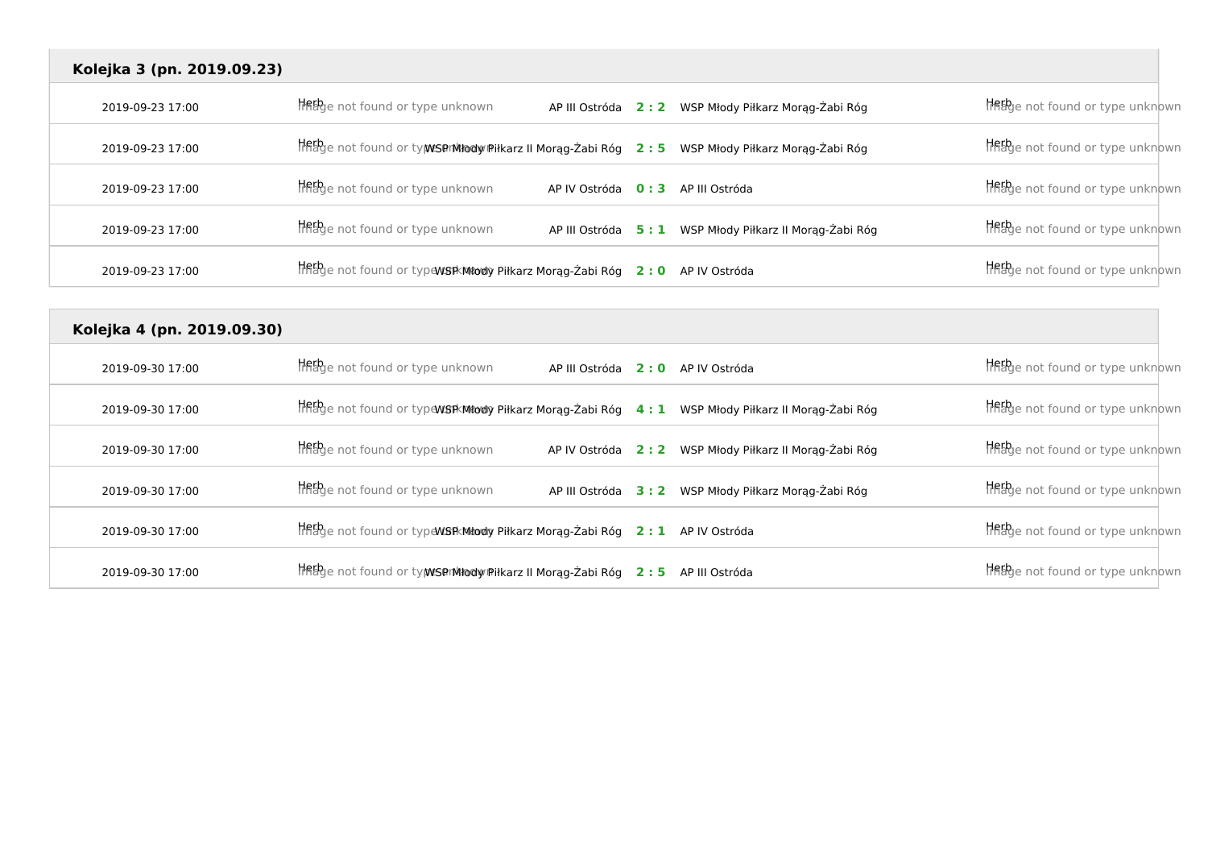## Kolejka 3 (pn. 2019.09.23)

| | | | | | | |
|---|---|---|---|---|---|---|
| 2019-09-23 17:00 | Herb Image not found or type unknown | AP III Ostróda | 2 : 2 | WSP Młody Piłkarz Morąg-Żabi Róg | Herb Image not found or type unknown |
| 2019-09-23 17:00 | Herb Image not found or type unknown | WSP Młody Piłkarz II Morąg-Żabi Róg | 2 : 5 | WSP Młody Piłkarz Morąg-Żabi Róg | Herb Image not found or type unknown |
| 2019-09-23 17:00 | Herb Image not found or type unknown | AP IV Ostróda | 0 : 3 | AP III Ostróda | Herb Image not found or type unknown |
| 2019-09-23 17:00 | Herb Image not found or type unknown | AP III Ostróda | 5 : 1 | WSP Młody Piłkarz II Morąg-Żabi Róg | Herb Image not found or type unknown |
| 2019-09-23 17:00 | Herb Image not found or type unknown | WSP Młody Piłkarz Morąg-Żabi Róg | 2 : 0 | AP IV Ostróda | Herb Image not found or type unknown |

## Kolejka 4 (pn. 2019.09.30)

| | | | | | |
|---|---|---|---|---|---|
| 2019-09-30 17:00 | Herb Image not found or type unknown | AP III Ostróda | 2 : 0 | AP IV Ostróda | Herb Image not found or type unknown |
| 2019-09-30 17:00 | Herb Image not found or type unknown | WSP Młody Piłkarz Morąg-Żabi Róg | 4 : 1 | WSP Młody Piłkarz II Morąg-Żabi Róg | Herb Image not found or type unknown |
| 2019-09-30 17:00 | Herb Image not found or type unknown | AP IV Ostróda | 2 : 2 | WSP Młody Piłkarz II Morąg-Żabi Róg | Herb Image not found or type unknown |
| 2019-09-30 17:00 | Herb Image not found or type unknown | AP III Ostróda | 3 : 2 | WSP Młody Piłkarz Morąg-Żabi Róg | Herb Image not found or type unknown |
| 2019-09-30 17:00 | Herb Image not found or type unknown | WSP Młody Piłkarz Morąg-Żabi Róg | 2 : 1 | AP IV Ostróda | Herb Image not found or type unknown |
| 2019-09-30 17:00 | Herb Image not found or type unknown | WSP Młody Piłkarz II Morąg-Żabi Róg | 2 : 5 | AP III Ostróda | Herb Image not found or type unknown |